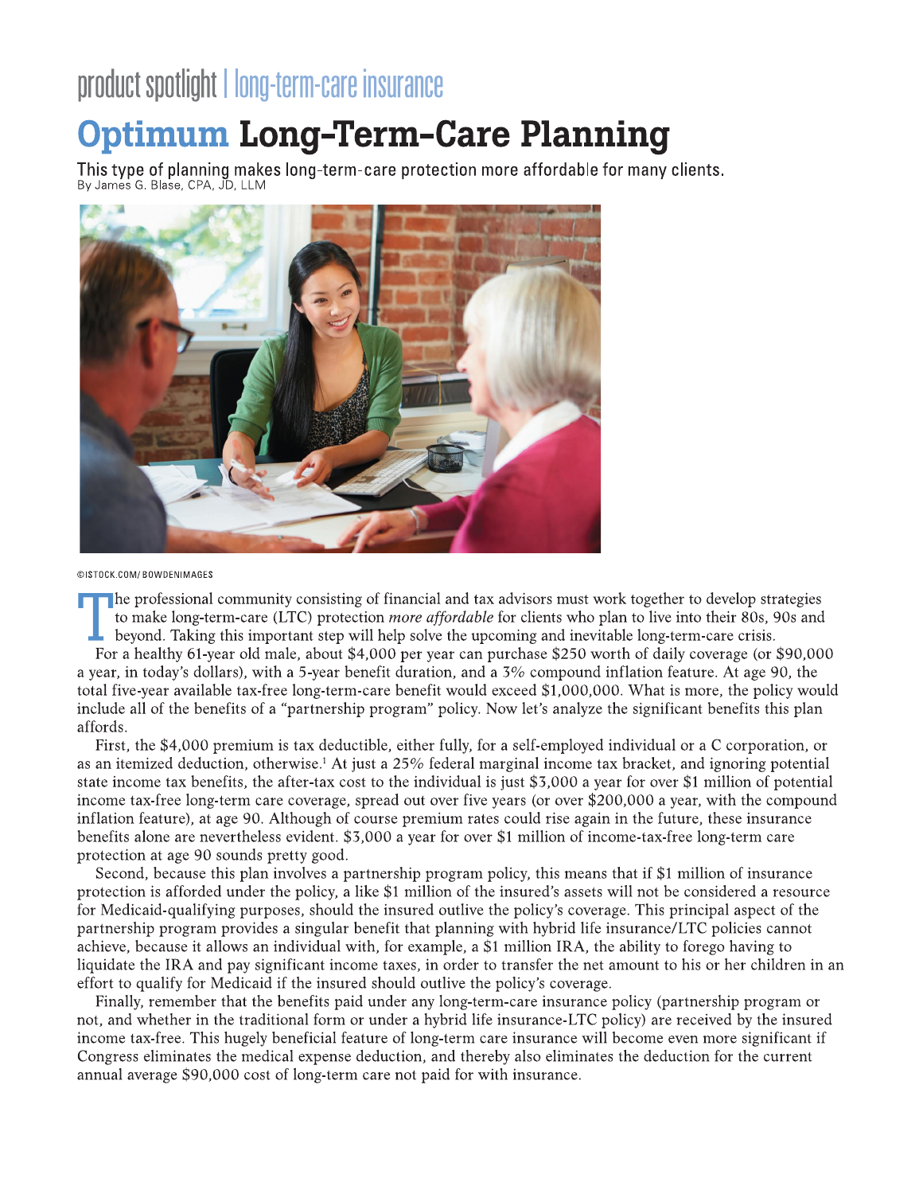product spotlight | long-term-care insurance

# Optimum Long-Term-Care Planning

This type of planning makes long-term-care protection more affordable for many clients.

By James G. Blase, CPA, JD, LLM

©ISTOCK.COM/BOWDENIMAGES

The professional community consisting of financial and tax advisors must work together to develop strategies to make long-term-care (LTC) protection *more affordable* for clients who plan to live into their 80s, 90s and beyond. Taking this important step will help solve the upcoming and inevitable long-term-care crisis.

For a healthy 61-year old male, about $4,000 per year can purchase $250 worth of daily coverage (or $90,000 a year, in today's dollars), with a 5-year benefit duration, and a 3% compound inflation feature. At age 90, the total five-year available tax-free long-term-care benefit would exceed $1,000,000. What is more, the policy would include all of the benefits of a "partnership program" policy. Now let's analyze the significant benefits this plan affords.

First, the $4,000 premium is tax deductible, either fully, for a self-employed individual or a C corporation, or as an itemized deduction, otherwise.[1] At just a 25% federal marginal income tax bracket, and ignoring potential state income tax benefits, the after-tax cost to the individual is just $3,000 a year for over $1 million of potential income tax-free long-term care coverage, spread out over five years (or over $200,000 a year, with the compound inflation feature), at age 90. Although of course premium rates could rise again in the future, these insurance benefits alone are nevertheless evident. $3,000 a year for over $1 million of income-tax-free long-term care protection at age 90 sounds pretty good.

Second, because this plan involves a partnership program policy, this means that if $1 million of insurance protection is afforded under the policy, a like $1 million of the insured's assets will not be considered a resource for Medicaid-qualifying purposes, should the insured outlive the policy's coverage. This principal aspect of the partnership program provides a singular benefit that planning with hybrid life insurance/LTC policies cannot achieve, because it allows an individual with, for example, a $1 million IRA, the ability to forego having to liquidate the IRA and pay significant income taxes, in order to transfer the net amount to his or her children in an effort to qualify for Medicaid if the insured should outlive the policy's coverage.

Finally, remember that the benefits paid under any long-term-care insurance policy (partnership program or not, and whether in the traditional form or under a hybrid life insurance-LTC policy) are received by the insured income tax-free. This hugely beneficial feature of long-term care insurance will become even more significant if Congress eliminates the medical expense deduction, and thereby also eliminates the deduction for the current annual average $90,000 cost of long-term care not paid for with insurance.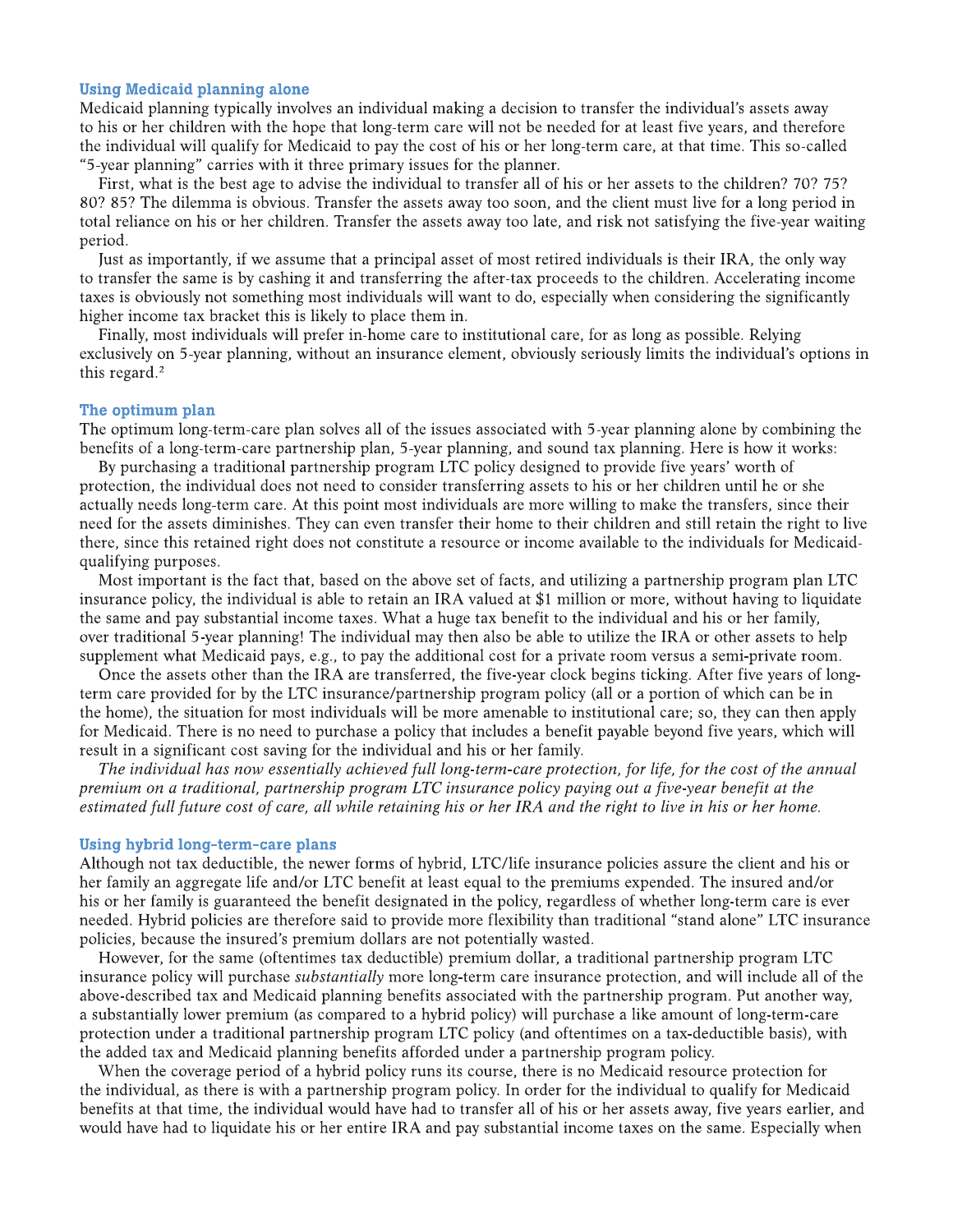### Using Medicaid planning alone

Medicaid planning typically involves an individual making a decision to transfer the individual's assets away to his or her children with the hope that long-term care will not be needed for at least five years, and therefore the individual will qualify for Medicaid to pay the cost of his or her long-term care, at that time. This so-called "5-year planning" carries with it three primary issues for the planner.

First, what is the best age to advise the individual to transfer all of his or her assets to the children? 70? 75? 80? 85? The dilemma is obvious. Transfer the assets away too soon, and the client must live for a long period in total reliance on his or her children. Transfer the assets away too late, and risk not satisfying the five-year waiting period.

Just as importantly, if we assume that a principal asset of most retired individuals is their IRA, the only way to transfer the same is by cashing it and transferring the after-tax proceeds to the children. Accelerating income taxes is obviously not something most individuals will want to do, especially when considering the significantly higher income tax bracket this is likely to place them in.

Finally, most individuals will prefer in-home care to institutional care, for as long as possible. Relying exclusively on 5-year planning, without an insurance element, obviously seriously limits the individual's options in this regard.[2]

### The optimum plan

The optimum long-term-care plan solves all of the issues associated with 5-year planning alone by combining the benefits of a long-term-care partnership plan, 5-year planning, and sound tax planning. Here is how it works:

By purchasing a traditional partnership program LTC policy designed to provide five years' worth of protection, the individual does not need to consider transferring assets to his or her children until he or she actually needs long-term care. At this point most individuals are more willing to make the transfers, since their need for the assets diminishes. They can even transfer their home to their children and still retain the right to live there, since this retained right does not constitute a resource or income available to the individuals for Medicaid-qualifying purposes.

Most important is the fact that, based on the above set of facts, and utilizing a partnership program plan LTC insurance policy, the individual is able to retain an IRA valued at $1 million or more, without having to liquidate the same and pay substantial income taxes. What a huge tax benefit to the individual and his or her family, over traditional 5-year planning! The individual may then also be able to utilize the IRA or other assets to help supplement what Medicaid pays, e.g., to pay the additional cost for a private room versus a semi-private room.

Once the assets other than the IRA are transferred, the five-year clock begins ticking. After five years of long-term care provided for by the LTC insurance/partnership program policy (all or a portion of which can be in the home), the situation for most individuals will be more amenable to institutional care; so, they can then apply for Medicaid. There is no need to purchase a policy that includes a benefit payable beyond five years, which will result in a significant cost saving for the individual and his or her family.

*The individual has now essentially achieved full long-term-care protection, for life, for the cost of the annual premium on a traditional, partnership program LTC insurance policy paying out a five-year benefit at the estimated full future cost of care, all while retaining his or her IRA and the right to live in his or her home.*

### Using hybrid long-term-care plans

Although not tax deductible, the newer forms of hybrid, LTC/life insurance policies assure the client and his or her family an aggregate life and/or LTC benefit at least equal to the premiums expended. The insured and/or his or her family is guaranteed the benefit designated in the policy, regardless of whether long-term care is ever needed. Hybrid policies are therefore said to provide more flexibility than traditional "stand alone" LTC insurance policies, because the insured's premium dollars are not potentially wasted.

However, for the same (oftentimes tax deductible) premium dollar, a traditional partnership program LTC insurance policy will purchase *substantially* more long-term care insurance protection, and will include all of the above-described tax and Medicaid planning benefits associated with the partnership program. Put another way, a substantially lower premium (as compared to a hybrid policy) will purchase a like amount of long-term-care protection under a traditional partnership program LTC policy (and oftentimes on a tax-deductible basis), with the added tax and Medicaid planning benefits afforded under a partnership program policy.

When the coverage period of a hybrid policy runs its course, there is no Medicaid resource protection for the individual, as there is with a partnership program policy. In order for the individual to qualify for Medicaid benefits at that time, the individual would have had to transfer all of his or her assets away, five years earlier, and would have had to liquidate his or her entire IRA and pay substantial income taxes on the same. Especially when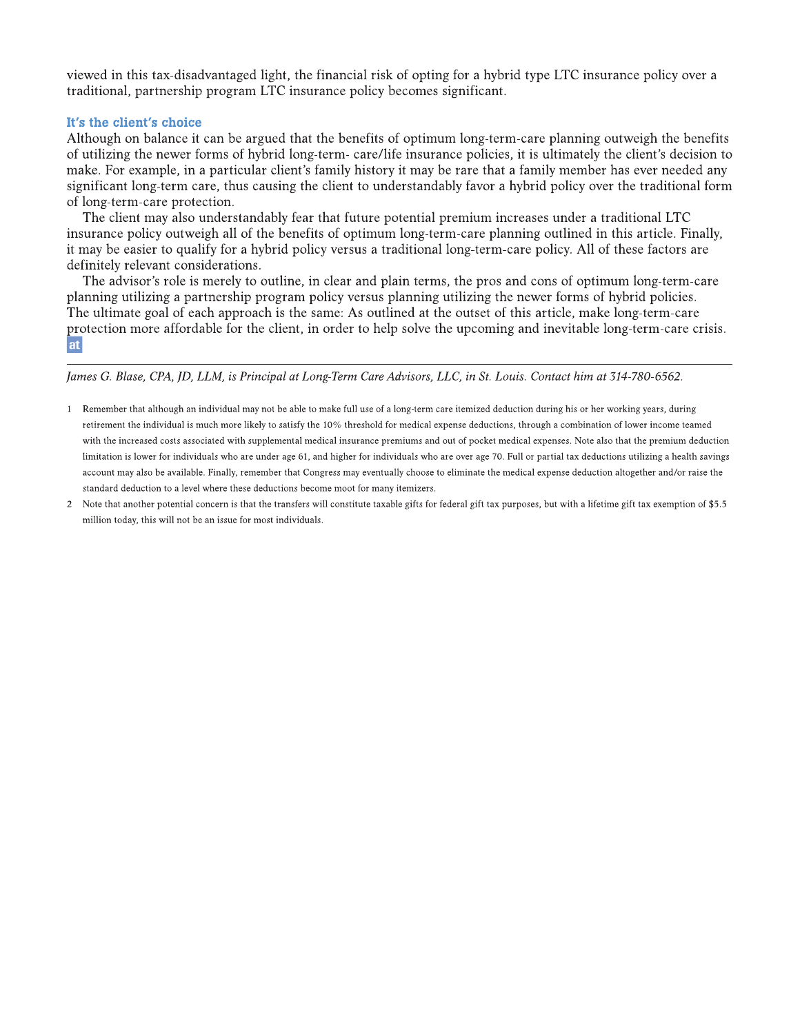viewed in this tax-disadvantaged light, the financial risk of opting for a hybrid type LTC insurance policy over a traditional, partnership program LTC insurance policy becomes significant.

## It's the client's choice

Although on balance it can be argued that the benefits of optimum long-term-care planning outweigh the benefits of utilizing the newer forms of hybrid long-term- care/life insurance policies, it is ultimately the client's decision to make. For example, in a particular client's family history it may be rare that a family member has ever needed any significant long-term care, thus causing the client to understandably favor a hybrid policy over the traditional form of long-term-care protection.

The client may also understandably fear that future potential premium increases under a traditional LTC insurance policy outweigh all of the benefits of optimum long-term-care planning outlined in this article. Finally, it may be easier to qualify for a hybrid policy versus a traditional long-term-care policy. All of these factors are definitely relevant considerations.

The advisor's role is merely to outline, in clear and plain terms, the pros and cons of optimum long-term-care planning utilizing a partnership program policy versus planning utilizing the newer forms of hybrid policies. The ultimate goal of each approach is the same: As outlined at the outset of this article, make long-term-care protection more affordable for the client, in order to help solve the upcoming and inevitable long-term-care crisis. at

---

*James G. Blase, CPA, JD, LLM, is Principal at Long-Term Care Advisors, LLC, in St. Louis. Contact him at 314-780-6562.*

1 Remember that although an individual may not be able to make full use of a long-term care itemized deduction during his or her working years, during retirement the individual is much more likely to satisfy the 10% threshold for medical expense deductions, through a combination of lower income teamed with the increased costs associated with supplemental medical insurance premiums and out of pocket medical expenses. Note also that the premium deduction limitation is lower for individuals who are under age 61, and higher for individuals who are over age 70. Full or partial tax deductions utilizing a health savings account may also be available. Finally, remember that Congress may eventually choose to eliminate the medical expense deduction altogether and/or raise the standard deduction to a level where these deductions become moot for many itemizers.

2 Note that another potential concern is that the transfers will constitute taxable gifts for federal gift tax purposes, but with a lifetime gift tax exemption of $5.5 million today, this will not be an issue for most individuals.